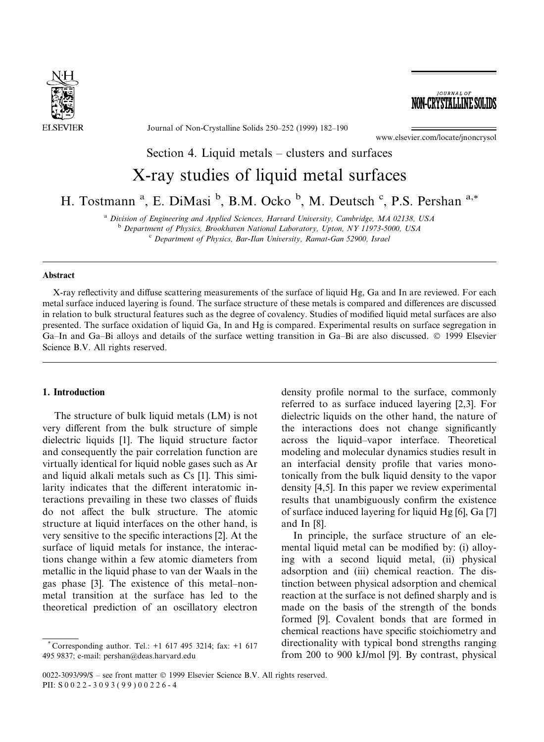Section 4. Liquid metals – clusters and surfaces

# X-ray studies of liquid metal surfaces

H. Tostmann [a], E. DiMasi [b], B.M. Ocko [b], M. Deutsch [c], P.S. Pershan [a,*]

[a] Division of Engineering and Applied Sciences, Harvard University, Cambridge, MA 02138, USA
[b] Department of Physics, Brookhaven National Laboratory, Upton, NY 11973-5000, USA
[c] Department of Physics, Bar-Ilan University, Ramat-Gan 52900, Israel

## Abstract

X-ray reflectivity and diffuse scattering measurements of the surface of liquid Hg, Ga and In are reviewed. For each metal surface induced layering is found. The surface structure of these metals is compared and differences are discussed in relation to bulk structural features such as the degree of covalency. Studies of modified liquid metal surfaces are also presented. The surface oxidation of liquid Ga, In and Hg is compared. Experimental results on surface segregation in Ga–In and Ga–Bi alloys and details of the surface wetting transition in Ga–Bi are also discussed. © 1999 Elsevier Science B.V. All rights reserved.

## 1. Introduction

The structure of bulk liquid metals (LM) is not very different from the bulk structure of simple dielectric liquids [1]. The liquid structure factor and consequently the pair correlation function are virtually identical for liquid noble gases such as Ar and liquid alkali metals such as Cs [1]. This similarity indicates that the different interatomic interactions prevailing in these two classes of fluids do not affect the bulk structure. The atomic structure at liquid interfaces on the other hand, is very sensitive to the specific interactions [2]. At the surface of liquid metals for instance, the interactions change within a few atomic diameters from metallic in the liquid phase to van der Waals in the gas phase [3]. The existence of this metal–nonmetal transition at the surface has led to the theoretical prediction of an oscillatory electron density profile normal to the surface, commonly referred to as surface induced layering [2,3]. For dielectric liquids on the other hand, the nature of the interactions does not change significantly across the liquid–vapor interface. Theoretical modeling and molecular dynamics studies result in an interfacial density profile that varies monotonically from the bulk liquid density to the vapor density [4,5]. In this paper we review experimental results that unambiguously confirm the existence of surface induced layering for liquid Hg [6], Ga [7] and In [8].

In principle, the surface structure of an elemental liquid metal can be modified by: (i) alloying with a second liquid metal, (ii) physical adsorption and (iii) chemical reaction. The distinction between physical adsorption and chemical reaction at the surface is not defined sharply and is made on the basis of the strength of the bonds formed [9]. Covalent bonds that are formed in chemical reactions have specific stoichiometry and directionality with typical bond strengths ranging from 200 to 900 kJ/mol [9]. By contrast, physical

* Corresponding author. Tel.: +1 617 495 3214; fax: +1 617 495 9837; e-mail: pershan@deas.harvard.edu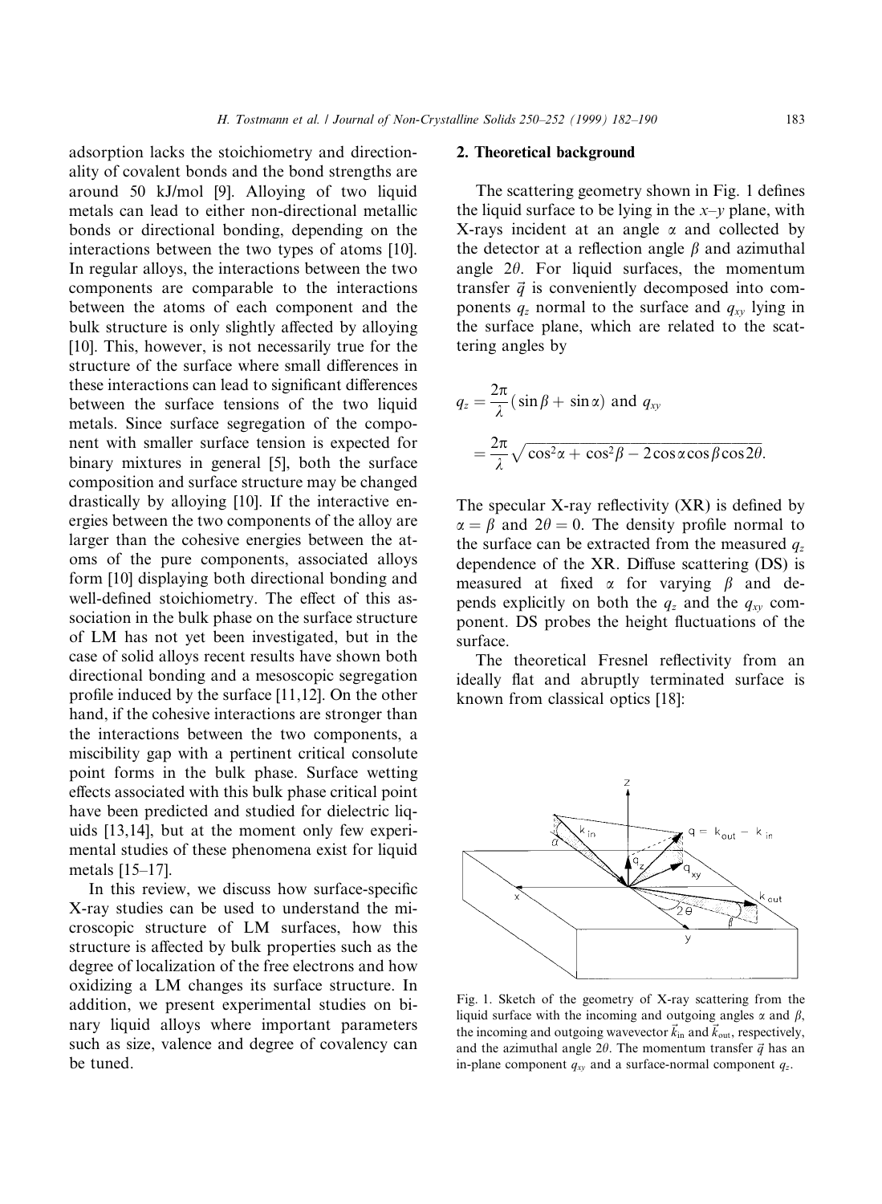adsorption lacks the stoichiometry and directionality of covalent bonds and the bond strengths are around 50 kJ/mol [9]. Alloying of two liquid metals can lead to either non-directional metallic bonds or directional bonding, depending on the interactions between the two types of atoms [10]. In regular alloys, the interactions between the two components are comparable to the interactions between the atoms of each component and the bulk structure is only slightly affected by alloying [10]. This, however, is not necessarily true for the structure of the surface where small differences in these interactions can lead to significant differences between the surface tensions of the two liquid metals. Since surface segregation of the component with smaller surface tension is expected for binary mixtures in general [5], both the surface composition and surface structure may be changed drastically by alloying [10]. If the interactive energies between the two components of the alloy are larger than the cohesive energies between the atoms of the pure components, associated alloys form [10] displaying both directional bonding and well-defined stoichiometry. The effect of this association in the bulk phase on the surface structure of LM has not yet been investigated, but in the case of solid alloys recent results have shown both directional bonding and a mesoscopic segregation profile induced by the surface [11,12]. On the other hand, if the cohesive interactions are stronger than the interactions between the two components, a miscibility gap with a pertinent critical consolute point forms in the bulk phase. Surface wetting effects associated with this bulk phase critical point have been predicted and studied for dielectric liquids [13,14], but at the moment only few experimental studies of these phenomena exist for liquid metals [15–17].

In this review, we discuss how surface-specific X-ray studies can be used to understand the microscopic structure of LM surfaces, how this structure is affected by bulk properties such as the degree of localization of the free electrons and how oxidizing a LM changes its surface structure. In addition, we present experimental studies on binary liquid alloys where important parameters such as size, valence and degree of covalency can be tuned.

## 2. Theoretical background

The scattering geometry shown in Fig. 1 defines the liquid surface to be lying in the $x$–$y$ plane, with X-rays incident at an angle $\alpha$ and collected by the detector at a reflection angle $\beta$ and azimuthal angle $2\theta$. For liquid surfaces, the momentum transfer $\vec{q}$ is conveniently decomposed into components $q_z$ normal to the surface and $q_{xy}$ lying in the surface plane, which are related to the scattering angles by

$$q_z = \frac{2\pi}{\lambda}(\sin\beta + \sin\alpha) \text{ and } q_{xy} = \frac{2\pi}{\lambda}\sqrt{\cos^2\alpha + \cos^2\beta - 2\cos\alpha\cos\beta\cos2\theta}.$$

The specular X-ray reflectivity (XR) is defined by $\alpha = \beta$ and $2\theta = 0$. The density profile normal to the surface can be extracted from the measured $q_z$ dependence of the XR. Diffuse scattering (DS) is measured at fixed $\alpha$ for varying $\beta$ and depends explicitly on both the $q_z$ and the $q_{xy}$ component. DS probes the height fluctuations of the surface.

The theoretical Fresnel reflectivity from an ideally flat and abruptly terminated surface is known from classical optics [18]:

Fig. 1. Sketch of the geometry of X-ray scattering from the liquid surface with the incoming and outgoing angles $\alpha$ and $\beta$, the incoming and outgoing wavevector $\vec{k}_{in}$ and $\vec{k}_{out}$, respectively, and the azimuthal angle $2\theta$. The momentum transfer $\vec{q}$ has an in-plane component $q_{xy}$ and a surface-normal component $q_z$.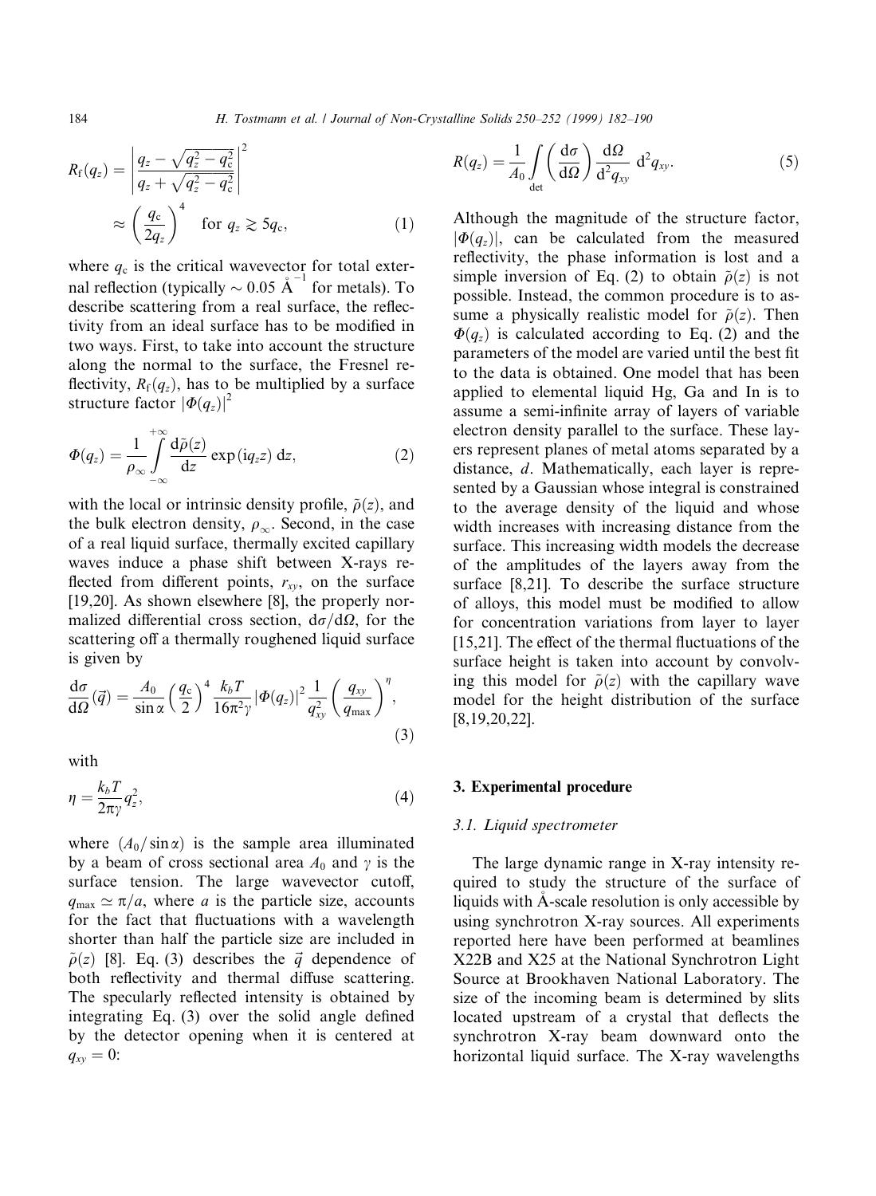$$R_f(q_z) = \left| \frac{q_z - \sqrt{q_z^2 - q_c^2}}{q_z + \sqrt{q_z^2 - q_c^2}} \right|^2 \approx \left( \frac{q_c}{2q_z} \right)^4 \quad \text{for } q_z \gtrsim 5q_c, \tag{1}$$

where $q_c$ is the critical wavevector for total external reflection (typically $\sim 0.05$ Å$^{-1}$ for metals). To describe scattering from a real surface, the reflectivity from an ideal surface has to be modified in two ways. First, to take into account the structure along the normal to the surface, the Fresnel reflectivity, $R_f(q_z)$, has to be multiplied by a surface structure factor $|\Phi(q_z)|^2$

$$\Phi(q_z) = \frac{1}{\rho_\infty} \int_{-\infty}^{+\infty} \frac{d\tilde{\rho}(z)}{dz} \exp(iq_z z)\, dz, \tag{2}$$

with the local or intrinsic density profile, $\tilde{\rho}(z)$, and the bulk electron density, $\rho_\infty$. Second, in the case of a real liquid surface, thermally excited capillary waves induce a phase shift between X-rays reflected from different points, $r_{xy}$, on the surface [19,20]. As shown elsewhere [8], the properly normalized differential cross section, $d\sigma/d\Omega$, for the scattering off a thermally roughened liquid surface is given by

$$\frac{d\sigma}{d\Omega}(\vec{q}) = \frac{A_0}{\sin\alpha} \left( \frac{q_c}{2} \right)^4 \frac{k_b T}{16\pi^2 \gamma} |\Phi(q_z)|^2 \frac{1}{q_{xy}^2} \left( \frac{q_{xy}}{q_{max}} \right)^\eta, \tag{3}$$

with

$$\eta = \frac{k_b T}{2\pi\gamma} q_z^2, \tag{4}$$

where $(A_0/\sin\alpha)$ is the sample area illuminated by a beam of cross sectional area $A_0$ and $\gamma$ is the surface tension. The large wavevector cutoff, $q_{max} \simeq \pi/a$, where $a$ is the particle size, accounts for the fact that fluctuations with a wavelength shorter than half the particle size are included in $\tilde{\rho}(z)$ [8]. Eq. (3) describes the $\vec{q}$ dependence of both reflectivity and thermal diffuse scattering. The specularly reflected intensity is obtained by integrating Eq. (3) over the solid angle defined by the detector opening when it is centered at $q_{xy} = 0$:

$$R(q_z) = \frac{1}{A_0} \int_{\text{det}} \left( \frac{d\sigma}{d\Omega} \right) \frac{d\Omega}{d^2 q_{xy}}\, d^2 q_{xy}. \tag{5}$$

Although the magnitude of the structure factor, $|\Phi(q_z)|$, can be calculated from the measured reflectivity, the phase information is lost and a simple inversion of Eq. (2) to obtain $\tilde{\rho}(z)$ is not possible. Instead, the common procedure is to assume a physically realistic model for $\tilde{\rho}(z)$. Then $\Phi(q_z)$ is calculated according to Eq. (2) and the parameters of the model are varied until the best fit to the data is obtained. One model that has been applied to elemental liquid Hg, Ga and In is to assume a semi-infinite array of layers of variable electron density parallel to the surface. These layers represent planes of metal atoms separated by a distance, $d$. Mathematically, each layer is represented by a Gaussian whose integral is constrained to the average density of the liquid and whose width increases with increasing distance from the surface. This increasing width models the decrease of the amplitudes of the layers away from the surface [8,21]. To describe the surface structure of alloys, this model must be modified to allow for concentration variations from layer to layer [15,21]. The effect of the thermal fluctuations of the surface height is taken into account by convolving this model for $\tilde{\rho}(z)$ with the capillary wave model for the height distribution of the surface [8,19,20,22].

## 3. Experimental procedure

### 3.1. Liquid spectrometer

The large dynamic range in X-ray intensity required to study the structure of the surface of liquids with Å-scale resolution is only accessible by using synchrotron X-ray sources. All experiments reported here have been performed at beamlines X22B and X25 at the National Synchrotron Light Source at Brookhaven National Laboratory. The size of the incoming beam is determined by slits located upstream of a crystal that deflects the synchrotron X-ray beam downward onto the horizontal liquid surface. The X-ray wavelengths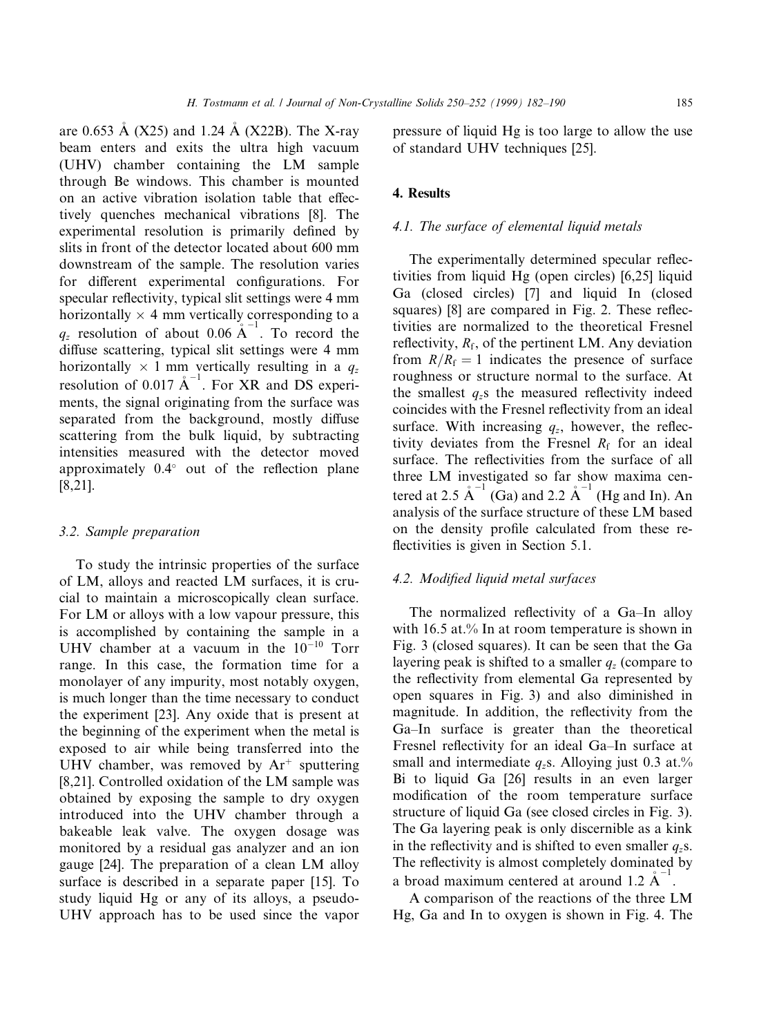are 0.653 Å (X25) and 1.24 Å (X22B). The X-ray beam enters and exits the ultra high vacuum (UHV) chamber containing the LM sample through Be windows. This chamber is mounted on an active vibration isolation table that effectively quenches mechanical vibrations [8]. The experimental resolution is primarily defined by slits in front of the detector located about 600 mm downstream of the sample. The resolution varies for different experimental configurations. For specular reflectivity, typical slit settings were 4 mm horizontally × 4 mm vertically corresponding to a $q_z$ resolution of about 0.06 $Å^{-1}$. To record the diffuse scattering, typical slit settings were 4 mm horizontally × 1 mm vertically resulting in a $q_z$ resolution of 0.017 $Å^{-1}$. For XR and DS experiments, the signal originating from the surface was separated from the background, mostly diffuse scattering from the bulk liquid, by subtracting intensities measured with the detector moved approximately 0.4° out of the reflection plane [8,21].

### 3.2. Sample preparation

To study the intrinsic properties of the surface of LM, alloys and reacted LM surfaces, it is crucial to maintain a microscopically clean surface. For LM or alloys with a low vapour pressure, this is accomplished by containing the sample in a UHV chamber at a vacuum in the $10^{-10}$ Torr range. In this case, the formation time for a monolayer of any impurity, most notably oxygen, is much longer than the time necessary to conduct the experiment [23]. Any oxide that is present at the beginning of the experiment when the metal is exposed to air while being transferred into the UHV chamber, was removed by $Ar^+$ sputtering [8,21]. Controlled oxidation of the LM sample was obtained by exposing the sample to dry oxygen introduced into the UHV chamber through a bakeable leak valve. The oxygen dosage was monitored by a residual gas analyzer and an ion gauge [24]. The preparation of a clean LM alloy surface is described in a separate paper [15]. To study liquid Hg or any of its alloys, a pseudo-UHV approach has to be used since the vapor pressure of liquid Hg is too large to allow the use of standard UHV techniques [25].

## 4. Results

### 4.1. The surface of elemental liquid metals

The experimentally determined specular reflectivities from liquid Hg (open circles) [6,25] liquid Ga (closed circles) [7] and liquid In (closed squares) [8] are compared in Fig. 2. These reflectivities are normalized to the theoretical Fresnel reflectivity, $R_f$, of the pertinent LM. Any deviation from $R/R_f = 1$ indicates the presence of surface roughness or structure normal to the surface. At the smallest $q_z$s the measured reflectivity indeed coincides with the Fresnel reflectivity from an ideal surface. With increasing $q_z$, however, the reflectivity deviates from the Fresnel $R_f$ for an ideal surface. The reflectivities from the surface of all three LM investigated so far show maxima centered at 2.5 $Å^{-1}$ (Ga) and 2.2 $Å^{-1}$ (Hg and In). An analysis of the surface structure of these LM based on the density profile calculated from these reflectivities is given in Section 5.1.

### 4.2. Modified liquid metal surfaces

The normalized reflectivity of a Ga–In alloy with 16.5 at.% In at room temperature is shown in Fig. 3 (closed squares). It can be seen that the Ga layering peak is shifted to a smaller $q_z$ (compare to the reflectivity from elemental Ga represented by open squares in Fig. 3) and also diminished in magnitude. In addition, the reflectivity from the Ga–In surface is greater than the theoretical Fresnel reflectivity for an ideal Ga–In surface at small and intermediate $q_z$s. Alloying just 0.3 at.% Bi to liquid Ga [26] results in an even larger modification of the room temperature surface structure of liquid Ga (see closed circles in Fig. 3). The Ga layering peak is only discernible as a kink in the reflectivity and is shifted to even smaller $q_z$s. The reflectivity is almost completely dominated by a broad maximum centered at around 1.2 $Å^{-1}$.

A comparison of the reactions of the three LM Hg, Ga and In to oxygen is shown in Fig. 4. The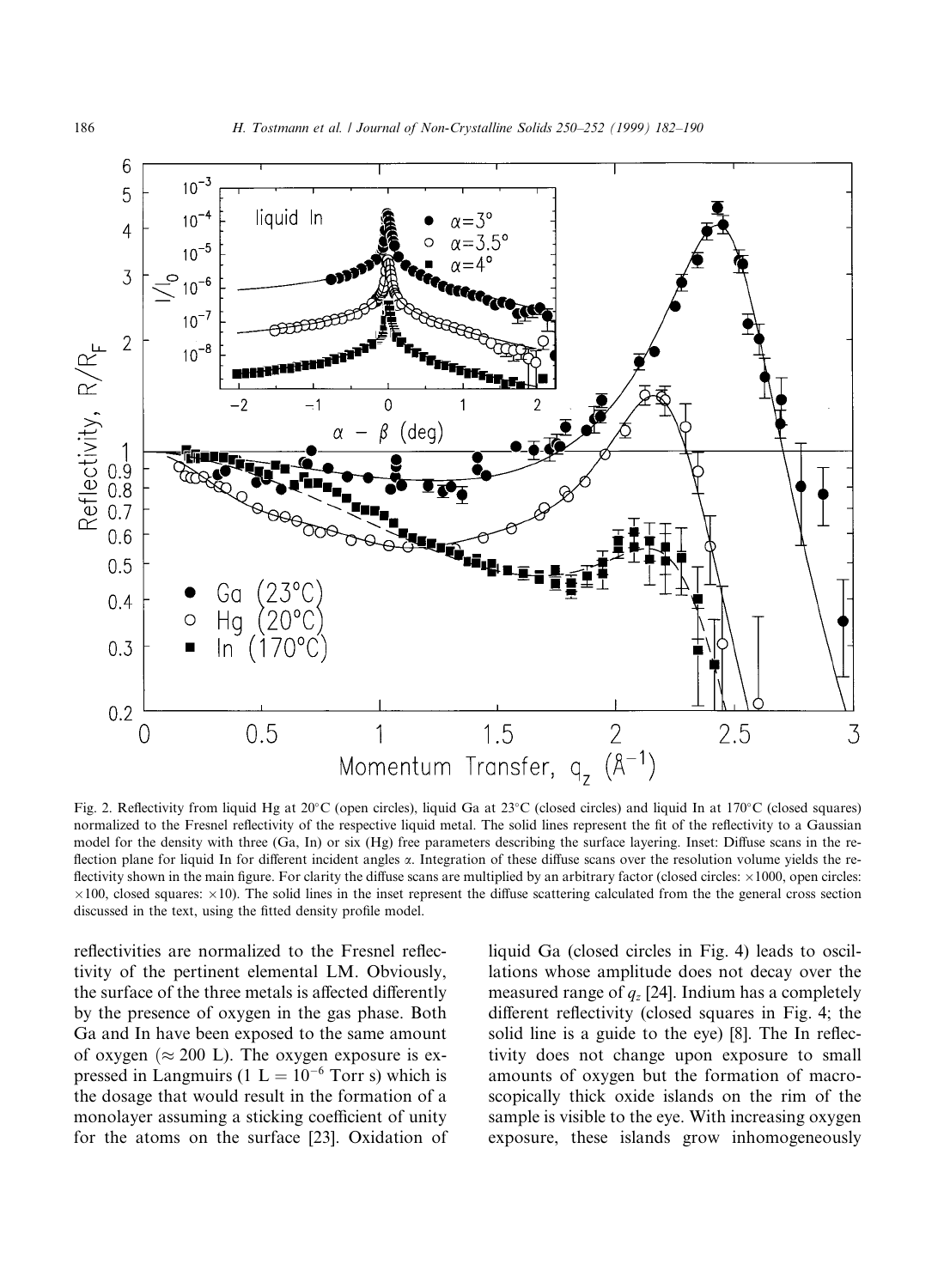Fig. 2. Reflectivity from liquid Hg at 20°C (open circles), liquid Ga at 23°C (closed circles) and liquid In at 170°C (closed squares) normalized to the Fresnel reflectivity of the respective liquid metal. The solid lines represent the fit of the reflectivity to a Gaussian model for the density with three (Ga, In) or six (Hg) free parameters describing the surface layering. Inset: Diffuse scans in the reflection plane for liquid In for different incident angles $\alpha$. Integration of these diffuse scans over the resolution volume yields the reflectivity shown in the main figure. For clarity the diffuse scans are multiplied by an arbitrary factor (closed circles: $\times 1000$, open circles: $\times 100$, closed squares: $\times 10$). The solid lines in the inset represent the diffuse scattering calculated from the the general cross section discussed in the text, using the fitted density profile model.

reflectivities are normalized to the Fresnel reflectivity of the pertinent elemental LM. Obviously, the surface of the three metals is affected differently by the presence of oxygen in the gas phase. Both Ga and In have been exposed to the same amount of oxygen ($\approx 200$ L). The oxygen exposure is expressed in Langmuirs (1 L $= 10^{-6}$ Torr s) which is the dosage that would result in the formation of a monolayer assuming a sticking coefficient of unity for the atoms on the surface [23]. Oxidation of liquid Ga (closed circles in Fig. 4) leads to oscillations whose amplitude does not decay over the measured range of $q_z$ [24]. Indium has a completely different reflectivity (closed squares in Fig. 4; the solid line is a guide to the eye) [8]. The In reflectivity does not change upon exposure to small amounts of oxygen but the formation of macroscopically thick oxide islands on the rim of the sample is visible to the eye. With increasing oxygen exposure, these islands grow inhomogeneously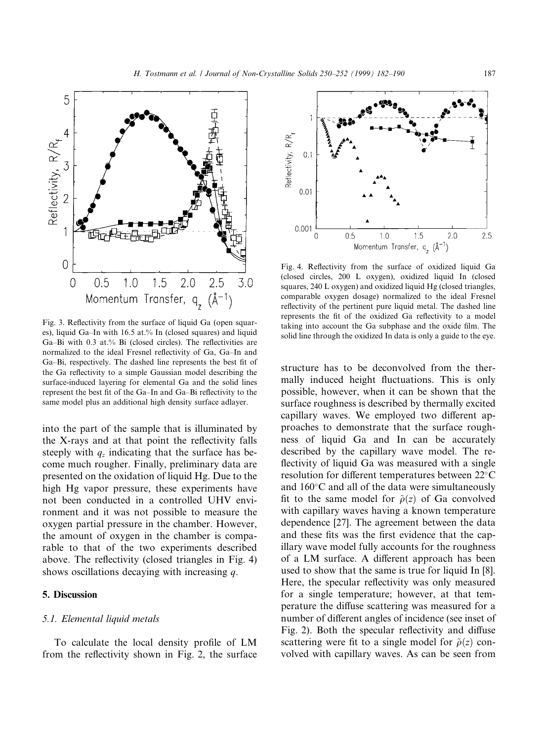Fig. 3. Reflectivity from the surface of liquid Ga (open squares), liquid Ga–In with 16.5 at.% In (closed squares) and liquid Ga–Bi with 0.3 at.% Bi (closed circles). The reflectivities are normalized to the ideal Fresnel reflectivity of Ga, Ga–In and Ga–Bi, respectively. The dashed line represents the best fit of the Ga reflectivity to a simple Gaussian model describing the surface-induced layering for elemental Ga and the solid lines represent the best fit of the Ga–In and Ga–Bi reflectivity to the same model plus an additional high density surface adlayer.

Fig. 4. Reflectivity from the surface of oxidized liquid Ga (closed circles, 200 L oxygen), oxidized liquid In (closed squares, 240 L oxygen) and oxidized liquid Hg (closed triangles, comparable oxygen dosage) normalized to the ideal Fresnel reflectivity of the pertinent pure liquid metal. The dashed line represents the fit of the oxidized Ga reflectivity to a model taking into account the Ga subphase and the oxide film. The solid line through the oxidized In data is only a guide to the eye.

into the part of the sample that is illuminated by the X-rays and at that point the reflectivity falls steeply with $q_z$ indicating that the surface has become much rougher. Finally, preliminary data are presented on the oxidation of liquid Hg. Due to the high Hg vapor pressure, these experiments have not been conducted in a controlled UHV environment and it was not possible to measure the oxygen partial pressure in the chamber. However, the amount of oxygen in the chamber is comparable to that of the two experiments described above. The reflectivity (closed triangles in Fig. 4) shows oscillations decaying with increasing $q$.

## 5. Discussion

### *5.1. Elemental liquid metals*

To calculate the local density profile of LM from the reflectivity shown in Fig. 2, the surface structure has to be deconvolved from the thermally induced height fluctuations. This is only possible, however, when it can be shown that the surface roughness is described by thermally excited capillary waves. We employed two different approaches to demonstrate that the surface roughness of liquid Ga and In can be accurately described by the capillary wave model. The reflectivity of liquid Ga was measured with a single resolution for different temperatures between 22°C and 160°C and all of the data were simultaneously fit to the same model for $\tilde{\rho}(z)$ of Ga convolved with capillary waves having a known temperature dependence [27]. The agreement between the data and these fits was the first evidence that the capillary wave model fully accounts for the roughness of a LM surface. A different approach has been used to show that the same is true for liquid In [8]. Here, the specular reflectivity was only measured for a single temperature; however, at that temperature the diffuse scattering was measured for a number of different angles of incidence (see inset of Fig. 2). Both the specular reflectivity and diffuse scattering were fit to a single model for $\tilde{\rho}(z)$ convolved with capillary waves. As can be seen from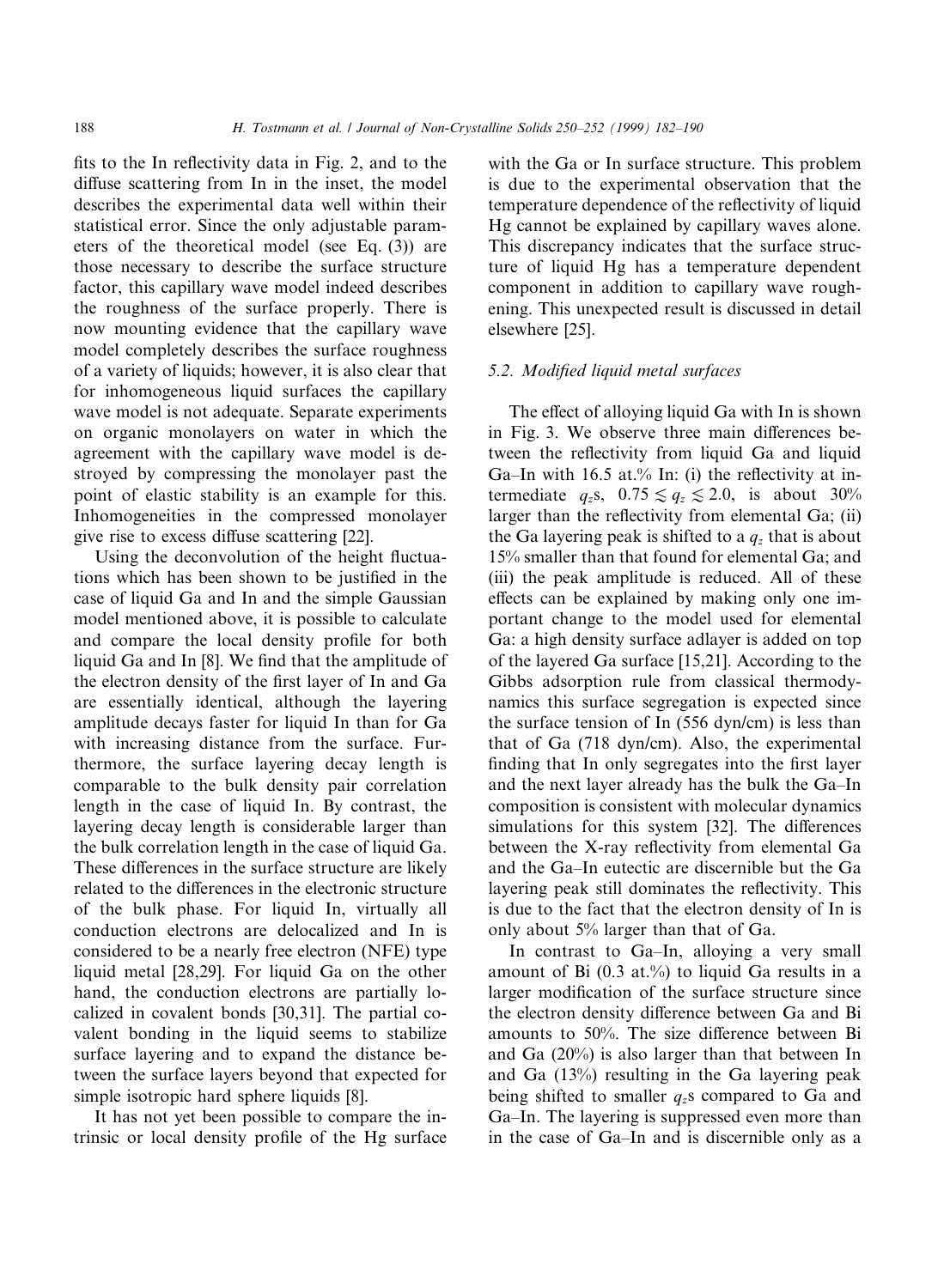fits to the In reflectivity data in Fig. 2, and to the diffuse scattering from In in the inset, the model describes the experimental data well within their statistical error. Since the only adjustable parameters of the theoretical model (see Eq. (3)) are those necessary to describe the surface structure factor, this capillary wave model indeed describes the roughness of the surface properly. There is now mounting evidence that the capillary wave model completely describes the surface roughness of a variety of liquids; however, it is also clear that for inhomogeneous liquid surfaces the capillary wave model is not adequate. Separate experiments on organic monolayers on water in which the agreement with the capillary wave model is destroyed by compressing the monolayer past the point of elastic stability is an example for this. Inhomogeneities in the compressed monolayer give rise to excess diffuse scattering [22].

Using the deconvolution of the height fluctuations which has been shown to be justified in the case of liquid Ga and In and the simple Gaussian model mentioned above, it is possible to calculate and compare the local density profile for both liquid Ga and In [8]. We find that the amplitude of the electron density of the first layer of In and Ga are essentially identical, although the layering amplitude decays faster for liquid In than for Ga with increasing distance from the surface. Furthermore, the surface layering decay length is comparable to the bulk density pair correlation length in the case of liquid In. By contrast, the layering decay length is considerable larger than the bulk correlation length in the case of liquid Ga. These differences in the surface structure are likely related to the differences in the electronic structure of the bulk phase. For liquid In, virtually all conduction electrons are delocalized and In is considered to be a nearly free electron (NFE) type liquid metal [28,29]. For liquid Ga on the other hand, the conduction electrons are partially localized in covalent bonds [30,31]. The partial covalent bonding in the liquid seems to stabilize surface layering and to expand the distance between the surface layers beyond that expected for simple isotropic hard sphere liquids [8].

It has not yet been possible to compare the intrinsic or local density profile of the Hg surface with the Ga or In surface structure. This problem is due to the experimental observation that the temperature dependence of the reflectivity of liquid Hg cannot be explained by capillary waves alone. This discrepancy indicates that the surface structure of liquid Hg has a temperature dependent component in addition to capillary wave roughening. This unexpected result is discussed in detail elsewhere [25].

### 5.2. Modified liquid metal surfaces

The effect of alloying liquid Ga with In is shown in Fig. 3. We observe three main differences between the reflectivity from liquid Ga and liquid Ga–In with 16.5 at.% In: (i) the reflectivity at intermediate $q_z$s, $0.75 \lesssim q_z \lesssim 2.0$, is about 30% larger than the reflectivity from elemental Ga; (ii) the Ga layering peak is shifted to a $q_z$ that is about 15% smaller than that found for elemental Ga; and (iii) the peak amplitude is reduced. All of these effects can be explained by making only one important change to the model used for elemental Ga: a high density surface adlayer is added on top of the layered Ga surface [15,21]. According to the Gibbs adsorption rule from classical thermodynamics this surface segregation is expected since the surface tension of In (556 dyn/cm) is less than that of Ga (718 dyn/cm). Also, the experimental finding that In only segregates into the first layer and the next layer already has the bulk the Ga–In composition is consistent with molecular dynamics simulations for this system [32]. The differences between the X-ray reflectivity from elemental Ga and the Ga–In eutectic are discernible but the Ga layering peak still dominates the reflectivity. This is due to the fact that the electron density of In is only about 5% larger than that of Ga.

In contrast to Ga–In, alloying a very small amount of Bi (0.3 at.%) to liquid Ga results in a larger modification of the surface structure since the electron density difference between Ga and Bi amounts to 50%. The size difference between Bi and Ga (20%) is also larger than that between In and Ga (13%) resulting in the Ga layering peak being shifted to smaller $q_z$s compared to Ga and Ga–In. The layering is suppressed even more than in the case of Ga–In and is discernible only as a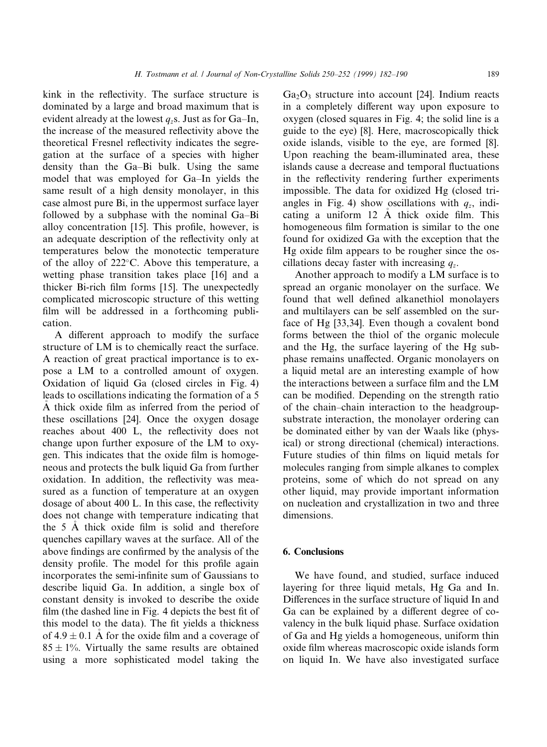kink in the reflectivity. The surface structure is dominated by a large and broad maximum that is evident already at the lowest $q_z$s. Just as for Ga–In, the increase of the measured reflectivity above the theoretical Fresnel reflectivity indicates the segregation at the surface of a species with higher density than the Ga–Bi bulk. Using the same model that was employed for Ga–In yields the same result of a high density monolayer, in this case almost pure Bi, in the uppermost surface layer followed by a subphase with the nominal Ga–Bi alloy concentration [15]. This profile, however, is an adequate description of the reflectivity only at temperatures below the monotectic temperature of the alloy of 222°C. Above this temperature, a wetting phase transition takes place [16] and a thicker Bi-rich film forms [15]. The unexpectedly complicated microscopic structure of this wetting film will be addressed in a forthcoming publication.

A different approach to modify the surface structure of LM is to chemically react the surface. A reaction of great practical importance is to expose a LM to a controlled amount of oxygen. Oxidation of liquid Ga (closed circles in Fig. 4) leads to oscillations indicating the formation of a 5 Å thick oxide film as inferred from the period of these oscillations [24]. Once the oxygen dosage reaches about 400 L, the reflectivity does not change upon further exposure of the LM to oxygen. This indicates that the oxide film is homogeneous and protects the bulk liquid Ga from further oxidation. In addition, the reflectivity was measured as a function of temperature at an oxygen dosage of about 400 L. In this case, the reflectivity does not change with temperature indicating that the 5 Å thick oxide film is solid and therefore quenches capillary waves at the surface. All of the above findings are confirmed by the analysis of the density profile. The model for this profile again incorporates the semi-infinite sum of Gaussians to describe liquid Ga. In addition, a single box of constant density is invoked to describe the oxide film (the dashed line in Fig. 4 depicts the best fit of this model to the data). The fit yields a thickness of $4.9 \pm 0.1$ Å for the oxide film and a coverage of $85 \pm 1\%$. Virtually the same results are obtained using a more sophisticated model taking the $Ga_2O_3$ structure into account [24]. Indium reacts in a completely different way upon exposure to oxygen (closed squares in Fig. 4; the solid line is a guide to the eye) [8]. Here, macroscopically thick oxide islands, visible to the eye, are formed [8]. Upon reaching the beam-illuminated area, these islands cause a decrease and temporal fluctuations in the reflectivity rendering further experiments impossible. The data for oxidized Hg (closed triangles in Fig. 4) show oscillations with $q_z$, indicating a uniform 12 Å thick oxide film. This homogeneous film formation is similar to the one found for oxidized Ga with the exception that the Hg oxide film appears to be rougher since the oscillations decay faster with increasing $q_z$.

Another approach to modify a LM surface is to spread an organic monolayer on the surface. We found that well defined alkanethiol monolayers and multilayers can be self assembled on the surface of Hg [33,34]. Even though a covalent bond forms between the thiol of the organic molecule and the Hg, the surface layering of the Hg subphase remains unaffected. Organic monolayers on a liquid metal are an interesting example of how the interactions between a surface film and the LM can be modified. Depending on the strength ratio of the chain–chain interaction to the headgroup-substrate interaction, the monolayer ordering can be dominated either by van der Waals like (physical) or strong directional (chemical) interactions. Future studies of thin films on liquid metals for molecules ranging from simple alkanes to complex proteins, some of which do not spread on any other liquid, may provide important information on nucleation and crystallization in two and three dimensions.

## 6. Conclusions

We have found, and studied, surface induced layering for three liquid metals, Hg Ga and In. Differences in the surface structure of liquid In and Ga can be explained by a different degree of covalency in the bulk liquid phase. Surface oxidation of Ga and Hg yields a homogeneous, uniform thin oxide film whereas macroscopic oxide islands form on liquid In. We have also investigated surface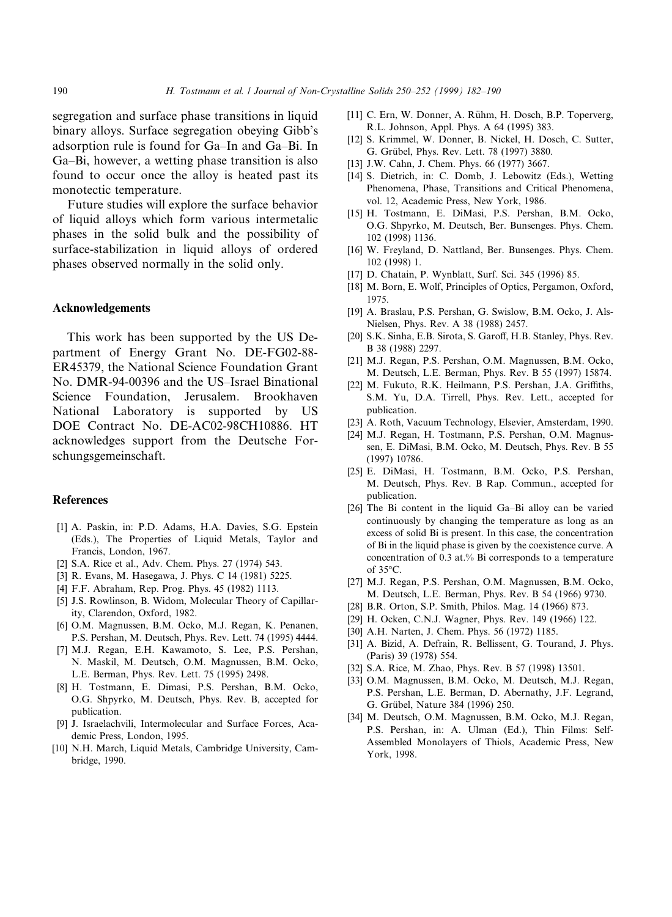segregation and surface phase transitions in liquid binary alloys. Surface segregation obeying Gibb's adsorption rule is found for Ga–In and Ga–Bi. In Ga–Bi, however, a wetting phase transition is also found to occur once the alloy is heated past its monotectic temperature.

Future studies will explore the surface behavior of liquid alloys which form various intermetalic phases in the solid bulk and the possibility of surface-stabilization in liquid alloys of ordered phases observed normally in the solid only.

## Acknowledgements

This work has been supported by the US Department of Energy Grant No. DE-FG02-88-ER45379, the National Science Foundation Grant No. DMR-94-00396 and the US–Israel Binational Science Foundation, Jerusalem. Brookhaven National Laboratory is supported by US DOE Contract No. DE-AC02-98CH10886. HT acknowledges support from the Deutsche Forschungsgemeinschaft.

## References

[1] A. Paskin, in: P.D. Adams, H.A. Davies, S.G. Epstein (Eds.), The Properties of Liquid Metals, Taylor and Francis, London, 1967.

[2] S.A. Rice et al., Adv. Chem. Phys. 27 (1974) 543.

[3] R. Evans, M. Hasegawa, J. Phys. C 14 (1981) 5225.

[4] F.F. Abraham, Rep. Prog. Phys. 45 (1982) 1113.

[5] J.S. Rowlinson, B. Widom, Molecular Theory of Capillarity, Clarendon, Oxford, 1982.

[6] O.M. Magnussen, B.M. Ocko, M.J. Regan, K. Penanen, P.S. Pershan, M. Deutsch, Phys. Rev. Lett. 74 (1995) 4444.

[7] M.J. Regan, E.H. Kawamoto, S. Lee, P.S. Pershan, N. Maskil, M. Deutsch, O.M. Magnussen, B.M. Ocko, L.E. Berman, Phys. Rev. Lett. 75 (1995) 2498.

[8] H. Tostmann, E. Dimasi, P.S. Pershan, B.M. Ocko, O.G. Shpyrko, M. Deutsch, Phys. Rev. B, accepted for publication.

[9] J. Israelachvili, Intermolecular and Surface Forces, Academic Press, London, 1995.

[10] N.H. March, Liquid Metals, Cambridge University, Cambridge, 1990.

[11] C. Ern, W. Donner, A. Rühm, H. Dosch, B.P. Toperverg, R.L. Johnson, Appl. Phys. A 64 (1995) 383.

[12] S. Krimmel, W. Donner, B. Nickel, H. Dosch, C. Sutter, G. Grübel, Phys. Rev. Lett. 78 (1997) 3880.

[13] J.W. Cahn, J. Chem. Phys. 66 (1977) 3667.

[14] S. Dietrich, in: C. Domb, J. Lebowitz (Eds.), Wetting Phenomena, Phase, Transitions and Critical Phenomena, vol. 12, Academic Press, New York, 1986.

[15] H. Tostmann, E. DiMasi, P.S. Pershan, B.M. Ocko, O.G. Shpyrko, M. Deutsch, Ber. Bunsenges. Phys. Chem. 102 (1998) 1136.

[16] W. Freyland, D. Nattland, Ber. Bunsenges. Phys. Chem. 102 (1998) 1.

[17] D. Chatain, P. Wynblatt, Surf. Sci. 345 (1996) 85.

[18] M. Born, E. Wolf, Principles of Optics, Pergamon, Oxford, 1975.

[19] A. Braslau, P.S. Pershan, G. Swislow, B.M. Ocko, J. Als-Nielsen, Phys. Rev. A 38 (1988) 2457.

[20] S.K. Sinha, E.B. Sirota, S. Garoff, H.B. Stanley, Phys. Rev. B 38 (1988) 2297.

[21] M.J. Regan, P.S. Pershan, O.M. Magnussen, B.M. Ocko, M. Deutsch, L.E. Berman, Phys. Rev. B 55 (1997) 15874.

[22] M. Fukuto, R.K. Heilmann, P.S. Pershan, J.A. Griffiths, S.M. Yu, D.A. Tirrell, Phys. Rev. Lett., accepted for publication.

[23] A. Roth, Vacuum Technology, Elsevier, Amsterdam, 1990.

[24] M.J. Regan, H. Tostmann, P.S. Pershan, O.M. Magnussen, E. DiMasi, B.M. Ocko, M. Deutsch, Phys. Rev. B 55 (1997) 10786.

[25] E. DiMasi, H. Tostmann, B.M. Ocko, P.S. Pershan, M. Deutsch, Phys. Rev. B Rap. Commun., accepted for publication.

[26] The Bi content in the liquid Ga–Bi alloy can be varied continuously by changing the temperature as long as an excess of solid Bi is present. In this case, the concentration of Bi in the liquid phase is given by the coexistence curve. A concentration of 0.3 at.% Bi corresponds to a temperature of 35°C.

[27] M.J. Regan, P.S. Pershan, O.M. Magnussen, B.M. Ocko, M. Deutsch, L.E. Berman, Phys. Rev. B 54 (1966) 9730.

[28] B.R. Orton, S.P. Smith, Philos. Mag. 14 (1966) 873.

[29] H. Ocken, C.N.J. Wagner, Phys. Rev. 149 (1966) 122.

[30] A.H. Narten, J. Chem. Phys. 56 (1972) 1185.

[31] A. Bizid, A. Defrain, R. Bellissent, G. Tourand, J. Phys. (Paris) 39 (1978) 554.

[32] S.A. Rice, M. Zhao, Phys. Rev. B 57 (1998) 13501.

[33] O.M. Magnussen, B.M. Ocko, M. Deutsch, M.J. Regan, P.S. Pershan, L.E. Berman, D. Abernathy, J.F. Legrand, G. Grübel, Nature 384 (1996) 250.

[34] M. Deutsch, O.M. Magnussen, B.M. Ocko, M.J. Regan, P.S. Pershan, in: A. Ulman (Ed.), Thin Films: Self-Assembled Monolayers of Thiols, Academic Press, New York, 1998.